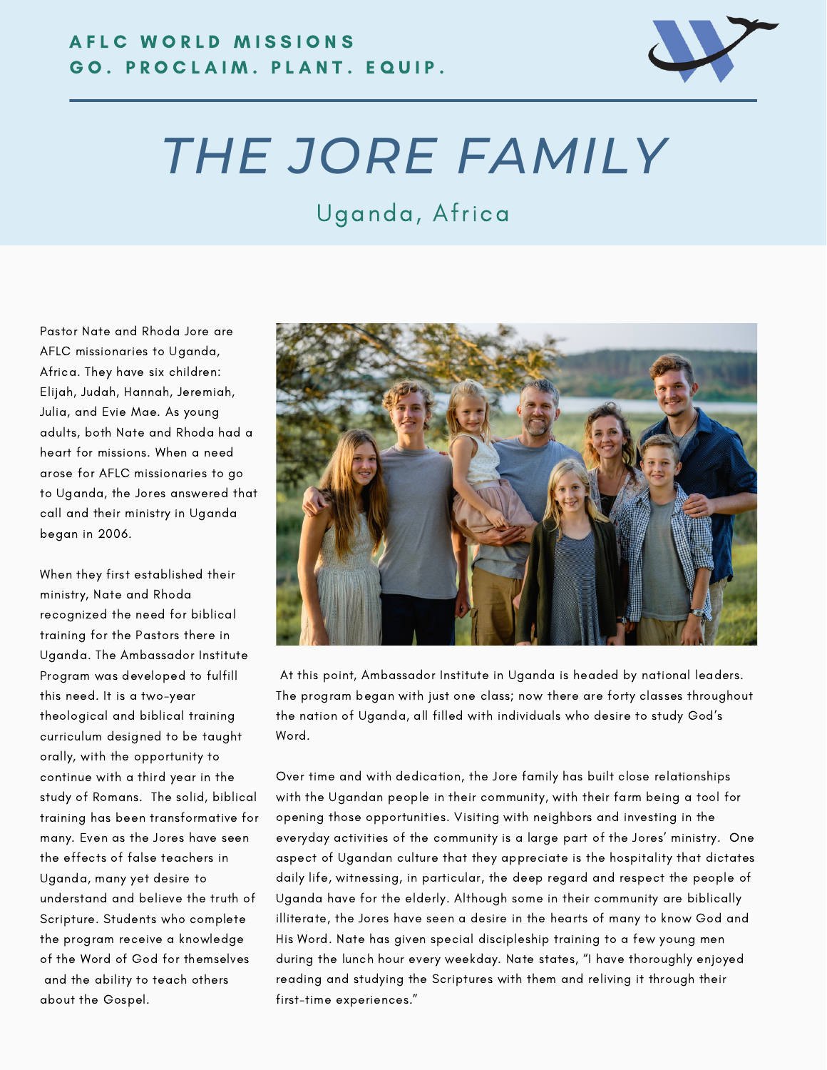AFLC WORLD MISSIONS
GO. PROCLAIM. PLANT. EQUIP.

# THE JORE FAMILY

## Uganda, Africa

Pastor Nate and Rhoda Jore are AFLC missionaries to Uganda, Africa. They have six children: Elijah, Judah, Hannah, Jeremiah, Julia, and Evie Mae. As young adults, both Nate and Rhoda had a heart for missions. When a need arose for AFLC missionaries to go to Uganda, the Jores answered that call and their ministry in Uganda began in 2006.

When they first established their ministry, Nate and Rhoda recognized the need for biblical training for the Pastors there in Uganda. The Ambassador Institute Program was developed to fulfill this need. It is a two-year theological and biblical training curriculum designed to be taught orally, with the opportunity to continue with a third year in the study of Romans. The solid, biblical training has been transformative for many. Even as the Jores have seen the effects of false teachers in Uganda, many yet desire to understand and believe the truth of Scripture. Students who complete the program receive a knowledge of the Word of God for themselves and the ability to teach others about the Gospel.

At this point, Ambassador Institute in Uganda is headed by national leaders. The program began with just one class; now there are forty classes throughout the nation of Uganda, all filled with individuals who desire to study God's Word.

Over time and with dedication, the Jore family has built close relationships with the Ugandan people in their community, with their farm being a tool for opening those opportunities. Visiting with neighbors and investing in the everyday activities of the community is a large part of the Jores' ministry. One aspect of Ugandan culture that they appreciate is the hospitality that dictates daily life, witnessing, in particular, the deep regard and respect the people of Uganda have for the elderly. Although some in their community are biblically illiterate, the Jores have seen a desire in the hearts of many to know God and His Word. Nate has given special discipleship training to a few young men during the lunch hour every weekday. Nate states, "I have thoroughly enjoyed reading and studying the Scriptures with them and reliving it through their first-time experiences."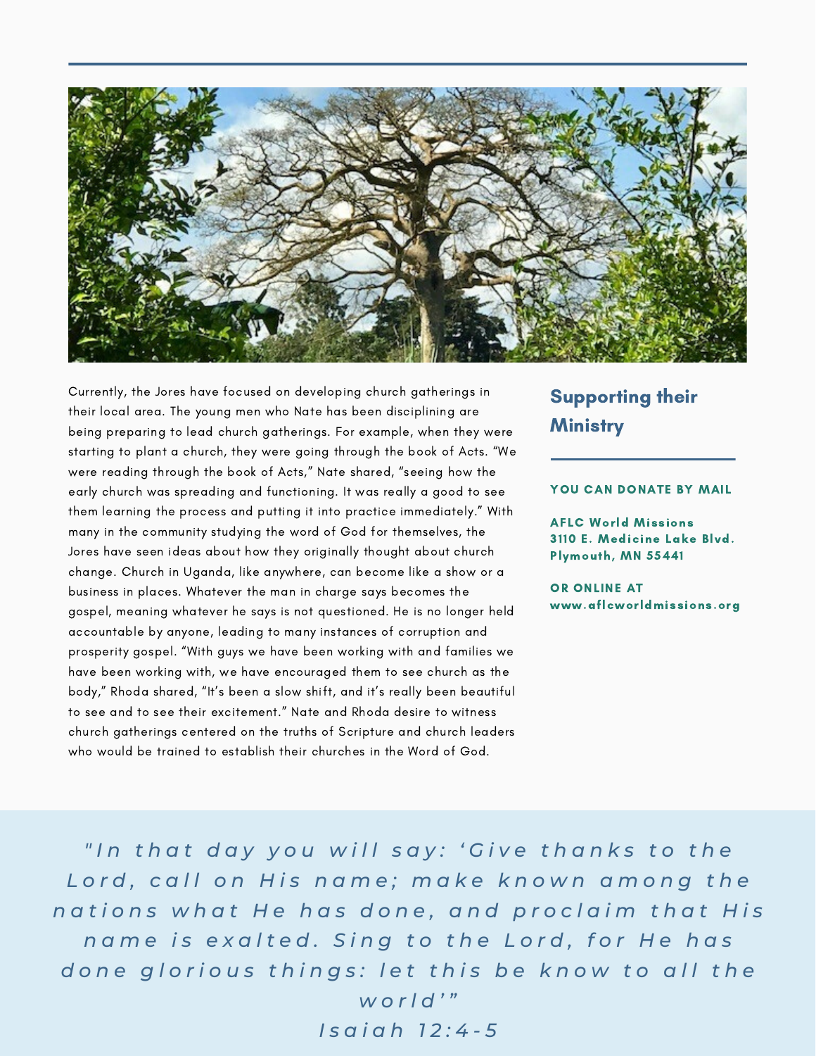Currently, the Jores have focused on developing church gatherings in their local area. The young men who Nate has been disciplining are being preparing to lead church gatherings. For example, when they were starting to plant a church, they were going through the book of Acts. "We were reading through the book of Acts," Nate shared, "seeing how the early church was spreading and functioning. It was really a good to see them learning the process and putting it into practice immediately." With many in the community studying the word of God for themselves, the Jores have seen ideas about how they originally thought about church change. Church in Uganda, like anywhere, can become like a show or a business in places. Whatever the man in charge says becomes the gospel, meaning whatever he says is not questioned. He is no longer held accountable by anyone, leading to many instances of corruption and prosperity gospel. "With guys we have been working with and families we have been working with, we have encouraged them to see church as the body," Rhoda shared, "It's been a slow shift, and it's really been beautiful to see and to see their excitement." Nate and Rhoda desire to witness church gatherings centered on the truths of Scripture and church leaders who would be trained to establish their churches in the Word of God.

## Supporting their Ministry

**YOU CAN DONATE BY MAIL**

**AFLC World Missions**
**3110 E. Medicine Lake Blvd.**
**Plymouth, MN 55441**

**OR ONLINE AT**
**www.aflcworldmissions.org**

*"In that day you will say: 'Give thanks to the Lord, call on His name; make known among the nations what He has done, and proclaim that His name is exalted. Sing to the Lord, for He has done glorious things: let this be know to all the world'"*
*Isaiah 12:4-5*